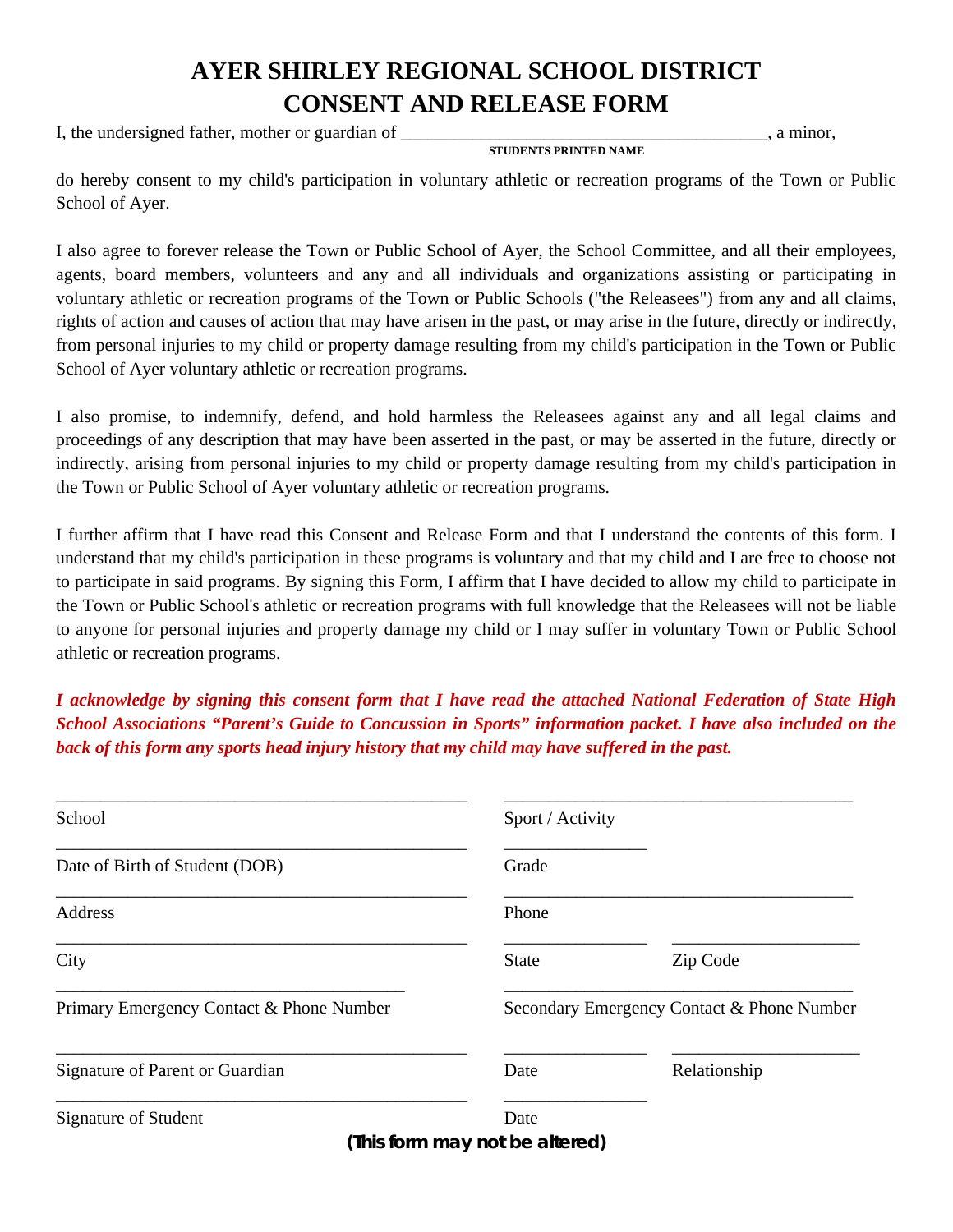# AYER SHIRLEY REGIONAL SCHOOL DISTRICT
# CONSENT AND RELEASE FORM

I, the undersigned father, mother or guardian of \_\_\_\_\_\_\_\_\_\_\_\_\_\_\_\_\_\_\_\_\_\_\_\_\_\_\_\_\_\_\_\_\_\_\_\_\_\_\_\_\_, a minor,
**STUDENTS PRINTED NAME**

do hereby consent to my child's participation in voluntary athletic or recreation programs of the Town or Public School of Ayer.

I also agree to forever release the Town or Public School of Ayer, the School Committee, and all their employees, agents, board members, volunteers and any and all individuals and organizations assisting or participating in voluntary athletic or recreation programs of the Town or Public Schools ("the Releasees") from any and all claims, rights of action and causes of action that may have arisen in the past, or may arise in the future, directly or indirectly, from personal injuries to my child or property damage resulting from my child's participation in the Town or Public School of Ayer voluntary athletic or recreation programs.

I also promise, to indemnify, defend, and hold harmless the Releasees against any and all legal claims and proceedings of any description that may have been asserted in the past, or may be asserted in the future, directly or indirectly, arising from personal injuries to my child or property damage resulting from my child's participation in the Town or Public School of Ayer voluntary athletic or recreation programs.

I further affirm that I have read this Consent and Release Form and that I understand the contents of this form. I understand that my child's participation in these programs is voluntary and that my child and I are free to choose not to participate in said programs. By signing this Form, I affirm that I have decided to allow my child to participate in the Town or Public School's athletic or recreation programs with full knowledge that the Releasees will not be liable to anyone for personal injuries and property damage my child or I may suffer in voluntary Town or Public School athletic or recreation programs.

***I acknowledge by signing this consent form that I have read the attached National Federation of State High School Associations "Parent's Guide to Concussion in Sports" information packet. I have also included on the back of this form any sports head injury history that my child may have suffered in the past.***

\_\_\_\_\_\_\_\_\_\_\_\_\_\_\_\_\_\_\_\_\_\_\_\_\_\_\_\_\_\_\_\_\_\_\_\_ \_\_\_\_\_\_\_\_\_\_\_\_\_\_\_\_\_\_\_\_\_\_\_\_\_\_\_\_\_\_
School Sport / Activity

\_\_\_\_\_\_\_\_\_\_\_\_\_\_\_\_\_\_\_\_\_\_\_\_\_\_\_\_\_\_\_\_\_\_\_\_ \_\_\_\_\_\_\_\_\_\_\_\_
Date of Birth of Student (DOB) Grade

\_\_\_\_\_\_\_\_\_\_\_\_\_\_\_\_\_\_\_\_\_\_\_\_\_\_\_\_\_\_\_\_\_\_\_\_ \_\_\_\_\_\_\_\_\_\_\_\_\_\_\_\_\_\_\_\_\_\_\_\_\_\_\_\_\_\_
Address Phone

\_\_\_\_\_\_\_\_\_\_\_\_\_\_\_\_\_\_\_\_\_\_\_\_\_\_\_\_\_\_\_\_\_\_\_\_ \_\_\_\_\_\_\_\_\_\_\_\_ \_\_\_\_\_\_\_\_\_\_\_\_\_\_\_\_
City State Zip Code

\_\_\_\_\_\_\_\_\_\_\_\_\_\_\_\_\_\_\_\_\_\_\_\_\_\_\_\_\_\_ \_\_\_\_\_\_\_\_\_\_\_\_\_\_\_\_\_\_\_\_\_\_\_\_\_\_\_\_\_\_
Primary Emergency Contact & Phone Number Secondary Emergency Contact & Phone Number

\_\_\_\_\_\_\_\_\_\_\_\_\_\_\_\_\_\_\_\_\_\_\_\_\_\_\_\_\_\_\_\_\_\_\_\_ \_\_\_\_\_\_\_\_\_\_\_\_ \_\_\_\_\_\_\_\_\_\_\_\_\_\_\_\_
Signature of Parent or Guardian Date Relationship

\_\_\_\_\_\_\_\_\_\_\_\_\_\_\_\_\_\_\_\_\_\_\_\_\_\_\_\_\_\_\_\_\_\_\_\_ \_\_\_\_\_\_\_\_\_\_\_\_
Signature of Student Date

**(This form may not be altered)**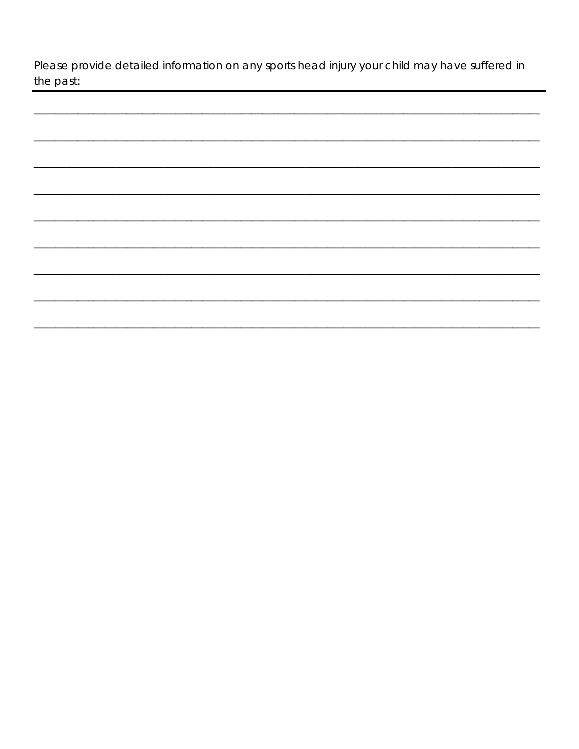Please provide detailed information on any sports head injury your child may have suffered in the past:

---

_______________________________________________________________________________

_______________________________________________________________________________

_______________________________________________________________________________

_______________________________________________________________________________

_______________________________________________________________________________

_______________________________________________________________________________

_______________________________________________________________________________

_______________________________________________________________________________

_______________________________________________________________________________